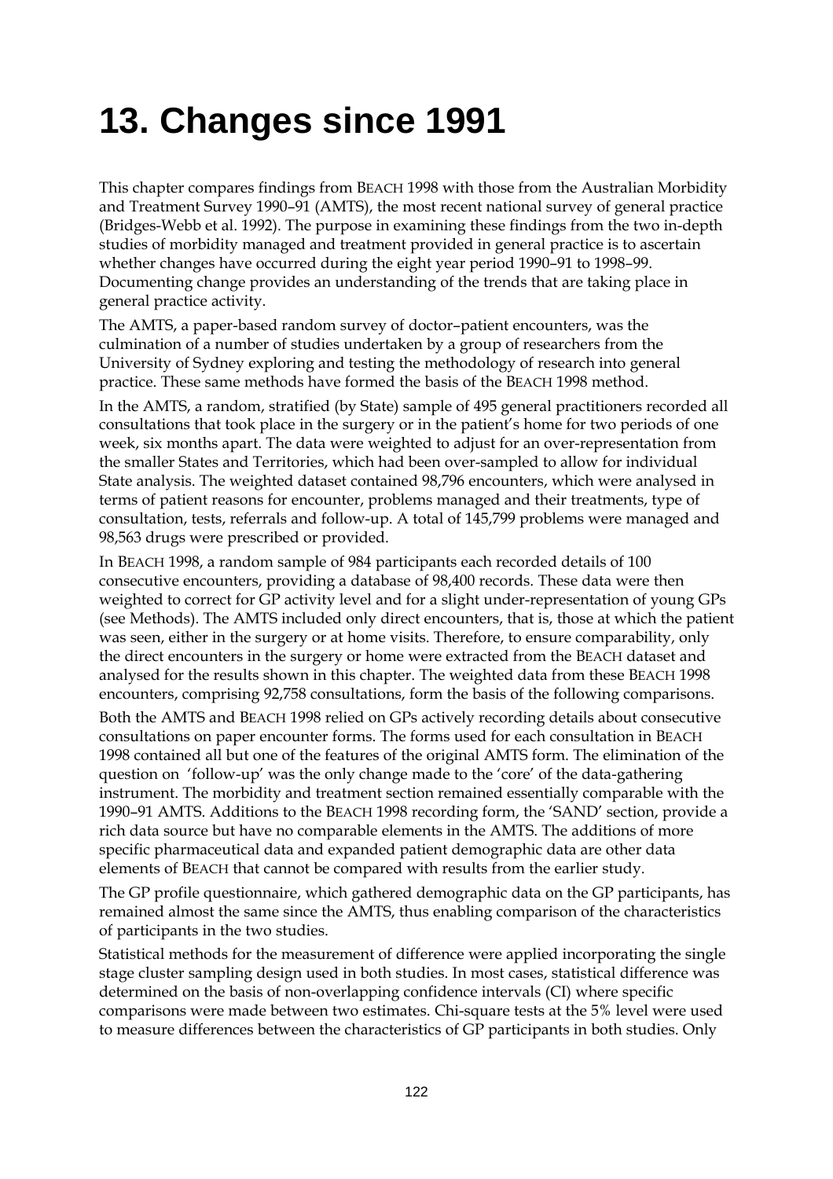# 13. Changes since 1991

This chapter compares findings from BEACH 1998 with those from the Australian Morbidity and Treatment Survey 1990–91 (AMTS), the most recent national survey of general practice (Bridges-Webb et al. 1992). The purpose in examining these findings from the two in-depth studies of morbidity managed and treatment provided in general practice is to ascertain whether changes have occurred during the eight year period 1990–91 to 1998–99. Documenting change provides an understanding of the trends that are taking place in general practice activity.

The AMTS, a paper-based random survey of doctor–patient encounters, was the culmination of a number of studies undertaken by a group of researchers from the University of Sydney exploring and testing the methodology of research into general practice. These same methods have formed the basis of the BEACH 1998 method.

In the AMTS, a random, stratified (by State) sample of 495 general practitioners recorded all consultations that took place in the surgery or in the patient's home for two periods of one week, six months apart. The data were weighted to adjust for an over-representation from the smaller States and Territories, which had been over-sampled to allow for individual State analysis. The weighted dataset contained 98,796 encounters, which were analysed in terms of patient reasons for encounter, problems managed and their treatments, type of consultation, tests, referrals and follow-up. A total of 145,799 problems were managed and 98,563 drugs were prescribed or provided.

In BEACH 1998, a random sample of 984 participants each recorded details of 100 consecutive encounters, providing a database of 98,400 records. These data were then weighted to correct for GP activity level and for a slight under-representation of young GPs (see Methods). The AMTS included only direct encounters, that is, those at which the patient was seen, either in the surgery or at home visits. Therefore, to ensure comparability, only the direct encounters in the surgery or home were extracted from the BEACH dataset and analysed for the results shown in this chapter. The weighted data from these BEACH 1998 encounters, comprising 92,758 consultations, form the basis of the following comparisons.

Both the AMTS and BEACH 1998 relied on GPs actively recording details about consecutive consultations on paper encounter forms. The forms used for each consultation in BEACH 1998 contained all but one of the features of the original AMTS form. The elimination of the question on 'follow-up' was the only change made to the 'core' of the data-gathering instrument. The morbidity and treatment section remained essentially comparable with the 1990–91 AMTS. Additions to the BEACH 1998 recording form, the 'SAND' section, provide a rich data source but have no comparable elements in the AMTS. The additions of more specific pharmaceutical data and expanded patient demographic data are other data elements of BEACH that cannot be compared with results from the earlier study.

The GP profile questionnaire, which gathered demographic data on the GP participants, has remained almost the same since the AMTS, thus enabling comparison of the characteristics of participants in the two studies.

Statistical methods for the measurement of difference were applied incorporating the single stage cluster sampling design used in both studies. In most cases, statistical difference was determined on the basis of non-overlapping confidence intervals (CI) where specific comparisons were made between two estimates. Chi-square tests at the 5% level were used to measure differences between the characteristics of GP participants in both studies. Only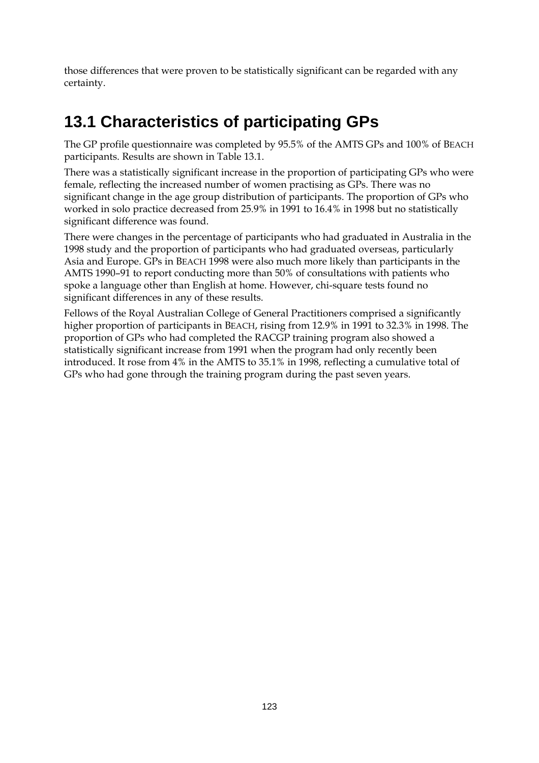those differences that were proven to be statistically significant can be regarded with any certainty.

## 13.1 Characteristics of participating GPs

The GP profile questionnaire was completed by 95.5% of the AMTS GPs and 100% of BEACH participants. Results are shown in Table 13.1.

There was a statistically significant increase in the proportion of participating GPs who were female, reflecting the increased number of women practising as GPs. There was no significant change in the age group distribution of participants. The proportion of GPs who worked in solo practice decreased from 25.9% in 1991 to 16.4% in 1998 but no statistically significant difference was found.

There were changes in the percentage of participants who had graduated in Australia in the 1998 study and the proportion of participants who had graduated overseas, particularly Asia and Europe. GPs in BEACH 1998 were also much more likely than participants in the AMTS 1990–91 to report conducting more than 50% of consultations with patients who spoke a language other than English at home. However, chi-square tests found no significant differences in any of these results.

Fellows of the Royal Australian College of General Practitioners comprised a significantly higher proportion of participants in BEACH, rising from 12.9% in 1991 to 32.3% in 1998. The proportion of GPs who had completed the RACGP training program also showed a statistically significant increase from 1991 when the program had only recently been introduced. It rose from 4% in the AMTS to 35.1% in 1998, reflecting a cumulative total of GPs who had gone through the training program during the past seven years.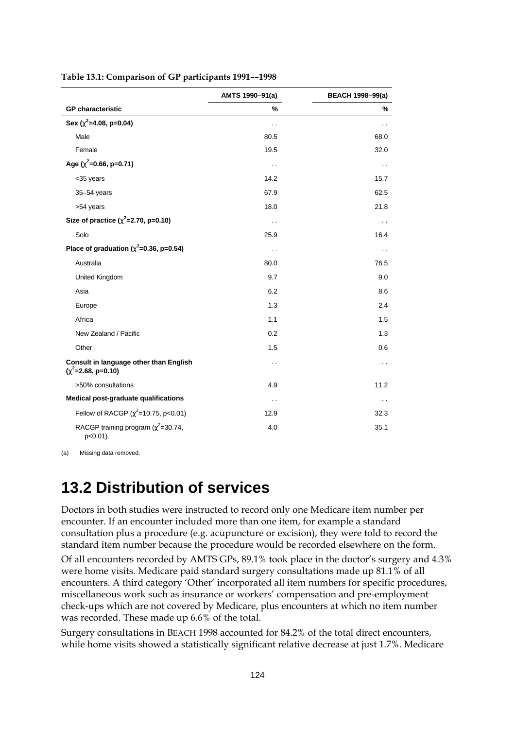**Table 13.1: Comparison of GP participants 1991––1998**

| | AMTS 1990–91(a) | BEACH 1998–99(a) |
|---|---|---|
| **GP characteristic** | **%** | **%** |
| **Sex ($\chi^2$=4.08, p=0.04)** | . . | . . |
| Male | 80.5 | 68.0 |
| Female | 19.5 | 32.0 |
| **Age ($\chi^2$=0.66, p=0.71)** | . . | . . |
| <35 years | 14.2 | 15.7 |
| 35–54 years | 67.9 | 62.5 |
| >54 years | 18.0 | 21.8 |
| **Size of practice ($\chi^2$=2.70, p=0.10)** | . . | . . |
| Solo | 25.9 | 16.4 |
| **Place of graduation ($\chi^2$=0.36, p=0.54)** | . . | . . |
| Australia | 80.0 | 76.5 |
| United Kingdom | 9.7 | 9.0 |
| Asia | 6.2 | 8.6 |
| Europe | 1.3 | 2.4 |
| Africa | 1.1 | 1.5 |
| New Zealand / Pacific | 0.2 | 1.3 |
| Other | 1.5 | 0.6 |
| **Consult in language other than English ($\chi^2$=2.68, p=0.10)** | . . | . . |
| >50% consultations | 4.9 | 11.2 |
| **Medical post-graduate qualifications** | . . | . . |
| Fellow of RACGP ($\chi^2$=10.75, p<0.01) | 12.9 | 32.3 |
| RACGP training program ($\chi^2$=30.74, p<0.01) | 4.0 | 35.1 |

(a) Missing data removed.

## 13.2 Distribution of services

Doctors in both studies were instructed to record only one Medicare item number per encounter. If an encounter included more than one item, for example a standard consultation plus a procedure (e.g. acupuncture or excision), they were told to record the standard item number because the procedure would be recorded elsewhere on the form.

Of all encounters recorded by AMTS GPs, 89.1% took place in the doctor's surgery and 4.3% were home visits. Medicare paid standard surgery consultations made up 81.1% of all encounters. A third category 'Other' incorporated all item numbers for specific procedures, miscellaneous work such as insurance or workers' compensation and pre-employment check-ups which are not covered by Medicare, plus encounters at which no item number was recorded. These made up 6.6% of the total.

Surgery consultations in BEACH 1998 accounted for 84.2% of the total direct encounters, while home visits showed a statistically significant relative decrease at just 1.7%. Medicare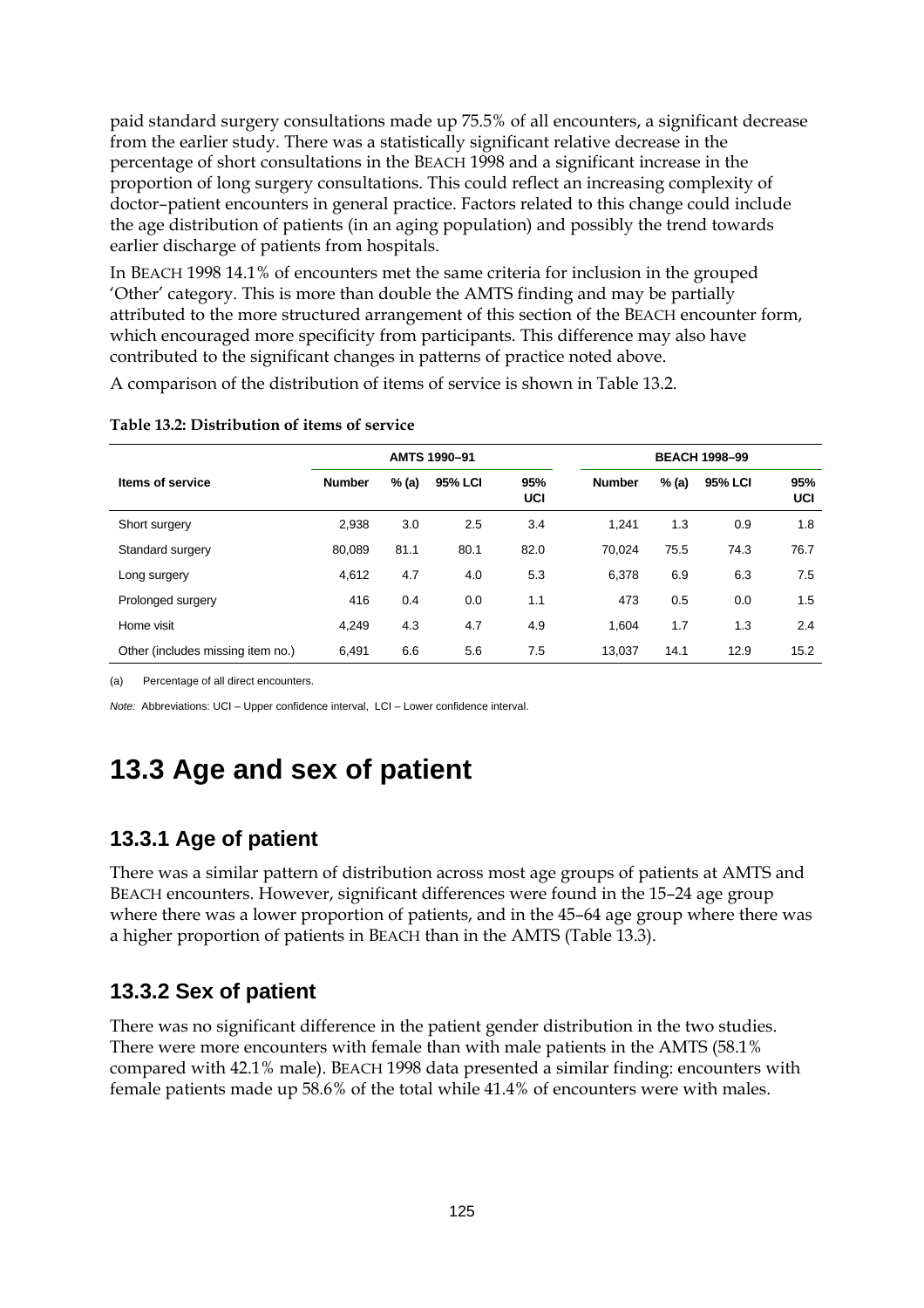paid standard surgery consultations made up 75.5% of all encounters, a significant decrease from the earlier study. There was a statistically significant relative decrease in the percentage of short consultations in the BEACH 1998 and a significant increase in the proportion of long surgery consultations. This could reflect an increasing complexity of doctor–patient encounters in general practice. Factors related to this change could include the age distribution of patients (in an aging population) and possibly the trend towards earlier discharge of patients from hospitals.

In BEACH 1998 14.1% of encounters met the same criteria for inclusion in the grouped 'Other' category. This is more than double the AMTS finding and may be partially attributed to the more structured arrangement of this section of the BEACH encounter form, which encouraged more specificity from participants. This difference may also have contributed to the significant changes in patterns of practice noted above.

A comparison of the distribution of items of service is shown in Table 13.2.

**Table 13.2: Distribution of items of service**

| | AMTS 1990–91 | | | | BEACH 1998–99 | | | |
|---|---|---|---|---|---|---|---|---|
| **Items of service** | **Number** | **% (a)** | **95% LCI** | **95% UCI** | **Number** | **% (a)** | **95% LCI** | **95% UCI** |
| Short surgery | 2,938 | 3.0 | 2.5 | 3.4 | 1,241 | 1.3 | 0.9 | 1.8 |
| Standard surgery | 80,089 | 81.1 | 80.1 | 82.0 | 70,024 | 75.5 | 74.3 | 76.7 |
| Long surgery | 4,612 | 4.7 | 4.0 | 5.3 | 6,378 | 6.9 | 6.3 | 7.5 |
| Prolonged surgery | 416 | 0.4 | 0.0 | 1.1 | 473 | 0.5 | 0.0 | 1.5 |
| Home visit | 4,249 | 4.3 | 4.7 | 4.9 | 1,604 | 1.7 | 1.3 | 2.4 |
| Other (includes missing item no.) | 6,491 | 6.6 | 5.6 | 7.5 | 13,037 | 14.1 | 12.9 | 15.2 |

(a) Percentage of all direct encounters.

*Note:* Abbreviations: UCI – Upper confidence interval, LCI – Lower confidence interval.

# 13.3 Age and sex of patient

## 13.3.1 Age of patient

There was a similar pattern of distribution across most age groups of patients at AMTS and BEACH encounters. However, significant differences were found in the 15–24 age group where there was a lower proportion of patients, and in the 45–64 age group where there was a higher proportion of patients in BEACH than in the AMTS (Table 13.3).

## 13.3.2 Sex of patient

There was no significant difference in the patient gender distribution in the two studies. There were more encounters with female than with male patients in the AMTS (58.1% compared with 42.1% male). BEACH 1998 data presented a similar finding: encounters with female patients made up 58.6% of the total while 41.4% of encounters were with males.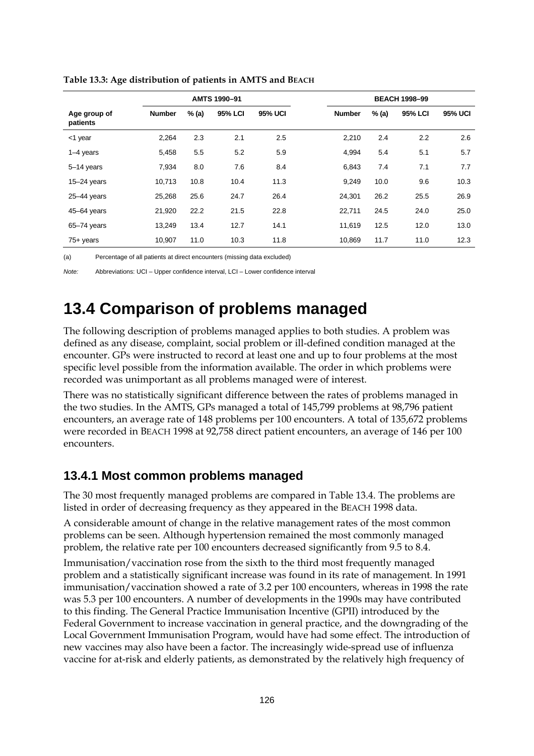**Table 13.3: Age distribution of patients in AMTS and BEACH**

| Age group of patients | AMTS 1990–91 | | | | BEACH 1998–99 | | | |
|---|---|---|---|---|---|---|---|---|
| | Number | % (a) | 95% LCI | 95% UCI | Number | % (a) | 95% LCI | 95% UCI |
| <1 year | 2,264 | 2.3 | 2.1 | 2.5 | 2,210 | 2.4 | 2.2 | 2.6 |
| 1–4 years | 5,458 | 5.5 | 5.2 | 5.9 | 4,994 | 5.4 | 5.1 | 5.7 |
| 5–14 years | 7,934 | 8.0 | 7.6 | 8.4 | 6,843 | 7.4 | 7.1 | 7.7 |
| 15–24 years | 10,713 | 10.8 | 10.4 | 11.3 | 9,249 | 10.0 | 9.6 | 10.3 |
| 25–44 years | 25,268 | 25.6 | 24.7 | 26.4 | 24,301 | 26.2 | 25.5 | 26.9 |
| 45–64 years | 21,920 | 22.2 | 21.5 | 22.8 | 22,711 | 24.5 | 24.0 | 25.0 |
| 65–74 years | 13,249 | 13.4 | 12.7 | 14.1 | 11,619 | 12.5 | 12.0 | 13.0 |
| 75+ years | 10,907 | 11.0 | 10.3 | 11.8 | 10,869 | 11.7 | 11.0 | 12.3 |

(a) Percentage of all patients at direct encounters (missing data excluded)

*Note:* Abbreviations: UCI – Upper confidence interval, LCI – Lower confidence interval

# 13.4 Comparison of problems managed

The following description of problems managed applies to both studies. A problem was defined as any disease, complaint, social problem or ill-defined condition managed at the encounter. GPs were instructed to record at least one and up to four problems at the most specific level possible from the information available. The order in which problems were recorded was unimportant as all problems managed were of interest.

There was no statistically significant difference between the rates of problems managed in the two studies. In the AMTS, GPs managed a total of 145,799 problems at 98,796 patient encounters, an average rate of 148 problems per 100 encounters. A total of 135,672 problems were recorded in BEACH 1998 at 92,758 direct patient encounters, an average of 146 per 100 encounters.

## 13.4.1 Most common problems managed

The 30 most frequently managed problems are compared in Table 13.4. The problems are listed in order of decreasing frequency as they appeared in the BEACH 1998 data.

A considerable amount of change in the relative management rates of the most common problems can be seen. Although hypertension remained the most commonly managed problem, the relative rate per 100 encounters decreased significantly from 9.5 to 8.4.

Immunisation/vaccination rose from the sixth to the third most frequently managed problem and a statistically significant increase was found in its rate of management. In 1991 immunisation/vaccination showed a rate of 3.2 per 100 encounters, whereas in 1998 the rate was 5.3 per 100 encounters. A number of developments in the 1990s may have contributed to this finding. The General Practice Immunisation Incentive (GPII) introduced by the Federal Government to increase vaccination in general practice, and the downgrading of the Local Government Immunisation Program, would have had some effect. The introduction of new vaccines may also have been a factor. The increasingly wide-spread use of influenza vaccine for at-risk and elderly patients, as demonstrated by the relatively high frequency of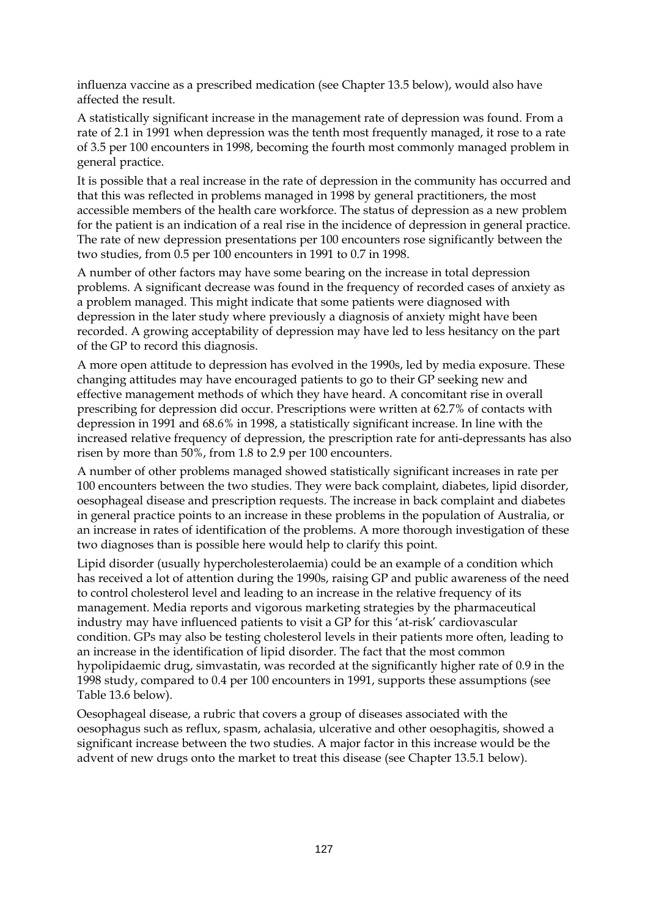influenza vaccine as a prescribed medication (see Chapter 13.5 below), would also have affected the result.

A statistically significant increase in the management rate of depression was found. From a rate of 2.1 in 1991 when depression was the tenth most frequently managed, it rose to a rate of 3.5 per 100 encounters in 1998, becoming the fourth most commonly managed problem in general practice.

It is possible that a real increase in the rate of depression in the community has occurred and that this was reflected in problems managed in 1998 by general practitioners, the most accessible members of the health care workforce. The status of depression as a new problem for the patient is an indication of a real rise in the incidence of depression in general practice. The rate of new depression presentations per 100 encounters rose significantly between the two studies, from 0.5 per 100 encounters in 1991 to 0.7 in 1998.

A number of other factors may have some bearing on the increase in total depression problems. A significant decrease was found in the frequency of recorded cases of anxiety as a problem managed. This might indicate that some patients were diagnosed with depression in the later study where previously a diagnosis of anxiety might have been recorded. A growing acceptability of depression may have led to less hesitancy on the part of the GP to record this diagnosis.

A more open attitude to depression has evolved in the 1990s, led by media exposure. These changing attitudes may have encouraged patients to go to their GP seeking new and effective management methods of which they have heard. A concomitant rise in overall prescribing for depression did occur. Prescriptions were written at 62.7% of contacts with depression in 1991 and 68.6% in 1998, a statistically significant increase. In line with the increased relative frequency of depression, the prescription rate for anti-depressants has also risen by more than 50%, from 1.8 to 2.9 per 100 encounters.

A number of other problems managed showed statistically significant increases in rate per 100 encounters between the two studies. They were back complaint, diabetes, lipid disorder, oesophageal disease and prescription requests. The increase in back complaint and diabetes in general practice points to an increase in these problems in the population of Australia, or an increase in rates of identification of the problems. A more thorough investigation of these two diagnoses than is possible here would help to clarify this point.

Lipid disorder (usually hypercholesterolaemia) could be an example of a condition which has received a lot of attention during the 1990s, raising GP and public awareness of the need to control cholesterol level and leading to an increase in the relative frequency of its management. Media reports and vigorous marketing strategies by the pharmaceutical industry may have influenced patients to visit a GP for this 'at-risk' cardiovascular condition. GPs may also be testing cholesterol levels in their patients more often, leading to an increase in the identification of lipid disorder. The fact that the most common hypolipidaemic drug, simvastatin, was recorded at the significantly higher rate of 0.9 in the 1998 study, compared to 0.4 per 100 encounters in 1991, supports these assumptions (see Table 13.6 below).

Oesophageal disease, a rubric that covers a group of diseases associated with the oesophagus such as reflux, spasm, achalasia, ulcerative and other oesophagitis, showed a significant increase between the two studies. A major factor in this increase would be the advent of new drugs onto the market to treat this disease (see Chapter 13.5.1 below).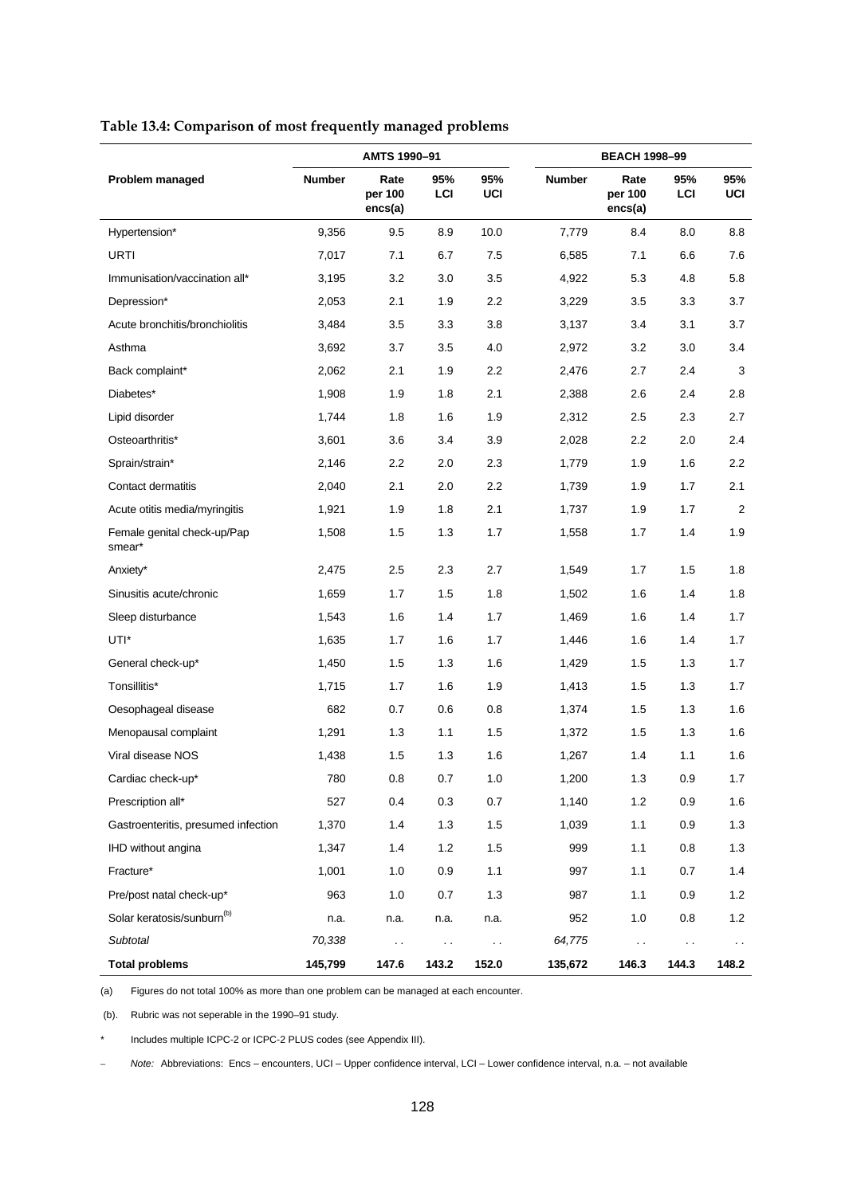**Table 13.4: Comparison of most frequently managed problems**

| Problem managed | AMTS 1990–91 | | | | BEACH 1998–99 | | | |
|---|---|---|---|---|---|---|---|---|
| | Number | Rate per 100 encs(a) | 95% LCI | 95% UCI | Number | Rate per 100 encs(a) | 95% LCI | 95% UCI |
| Hypertension* | 9,356 | 9.5 | 8.9 | 10.0 | 7,779 | 8.4 | 8.0 | 8.8 |
| URTI | 7,017 | 7.1 | 6.7 | 7.5 | 6,585 | 7.1 | 6.6 | 7.6 |
| Immunisation/vaccination all* | 3,195 | 3.2 | 3.0 | 3.5 | 4,922 | 5.3 | 4.8 | 5.8 |
| Depression* | 2,053 | 2.1 | 1.9 | 2.2 | 3,229 | 3.5 | 3.3 | 3.7 |
| Acute bronchitis/bronchiolitis | 3,484 | 3.5 | 3.3 | 3.8 | 3,137 | 3.4 | 3.1 | 3.7 |
| Asthma | 3,692 | 3.7 | 3.5 | 4.0 | 2,972 | 3.2 | 3.0 | 3.4 |
| Back complaint* | 2,062 | 2.1 | 1.9 | 2.2 | 2,476 | 2.7 | 2.4 | 3 |
| Diabetes* | 1,908 | 1.9 | 1.8 | 2.1 | 2,388 | 2.6 | 2.4 | 2.8 |
| Lipid disorder | 1,744 | 1.8 | 1.6 | 1.9 | 2,312 | 2.5 | 2.3 | 2.7 |
| Osteoarthritis* | 3,601 | 3.6 | 3.4 | 3.9 | 2,028 | 2.2 | 2.0 | 2.4 |
| Sprain/strain* | 2,146 | 2.2 | 2.0 | 2.3 | 1,779 | 1.9 | 1.6 | 2.2 |
| Contact dermatitis | 2,040 | 2.1 | 2.0 | 2.2 | 1,739 | 1.9 | 1.7 | 2.1 |
| Acute otitis media/myringitis | 1,921 | 1.9 | 1.8 | 2.1 | 1,737 | 1.9 | 1.7 | 2 |
| Female genital check-up/Pap smear* | 1,508 | 1.5 | 1.3 | 1.7 | 1,558 | 1.7 | 1.4 | 1.9 |
| Anxiety* | 2,475 | 2.5 | 2.3 | 2.7 | 1,549 | 1.7 | 1.5 | 1.8 |
| Sinusitis acute/chronic | 1,659 | 1.7 | 1.5 | 1.8 | 1,502 | 1.6 | 1.4 | 1.8 |
| Sleep disturbance | 1,543 | 1.6 | 1.4 | 1.7 | 1,469 | 1.6 | 1.4 | 1.7 |
| UTI* | 1,635 | 1.7 | 1.6 | 1.7 | 1,446 | 1.6 | 1.4 | 1.7 |
| General check-up* | 1,450 | 1.5 | 1.3 | 1.6 | 1,429 | 1.5 | 1.3 | 1.7 |
| Tonsillitis* | 1,715 | 1.7 | 1.6 | 1.9 | 1,413 | 1.5 | 1.3 | 1.7 |
| Oesophageal disease | 682 | 0.7 | 0.6 | 0.8 | 1,374 | 1.5 | 1.3 | 1.6 |
| Menopausal complaint | 1,291 | 1.3 | 1.1 | 1.5 | 1,372 | 1.5 | 1.3 | 1.6 |
| Viral disease NOS | 1,438 | 1.5 | 1.3 | 1.6 | 1,267 | 1.4 | 1.1 | 1.6 |
| Cardiac check-up* | 780 | 0.8 | 0.7 | 1.0 | 1,200 | 1.3 | 0.9 | 1.7 |
| Prescription all* | 527 | 0.4 | 0.3 | 0.7 | 1,140 | 1.2 | 0.9 | 1.6 |
| Gastroenteritis, presumed infection | 1,370 | 1.4 | 1.3 | 1.5 | 1,039 | 1.1 | 0.9 | 1.3 |
| IHD without angina | 1,347 | 1.4 | 1.2 | 1.5 | 999 | 1.1 | 0.8 | 1.3 |
| Fracture* | 1,001 | 1.0 | 0.9 | 1.1 | 997 | 1.1 | 0.7 | 1.4 |
| Pre/post natal check-up* | 963 | 1.0 | 0.7 | 1.3 | 987 | 1.1 | 0.9 | 1.2 |
| Solar keratosis/sunburn(b) | n.a. | n.a. | n.a. | n.a. | 952 | 1.0 | 0.8 | 1.2 |
| *Subtotal* | *70,338* | . . | . . | . . | *64,775* | . . | . . | . . |
| **Total problems** | **145,799** | **147.6** | **143.2** | **152.0** | **135,672** | **146.3** | **144.3** | **148.2** |

(a) Figures do not total 100% as more than one problem can be managed at each encounter.

(b). Rubric was not seperable in the 1990–91 study.

\* Includes multiple ICPC-2 or ICPC-2 PLUS codes (see Appendix III).

– *Note:* Abbreviations: Encs – encounters, UCI – Upper confidence interval, LCI – Lower confidence interval, n.a. – not available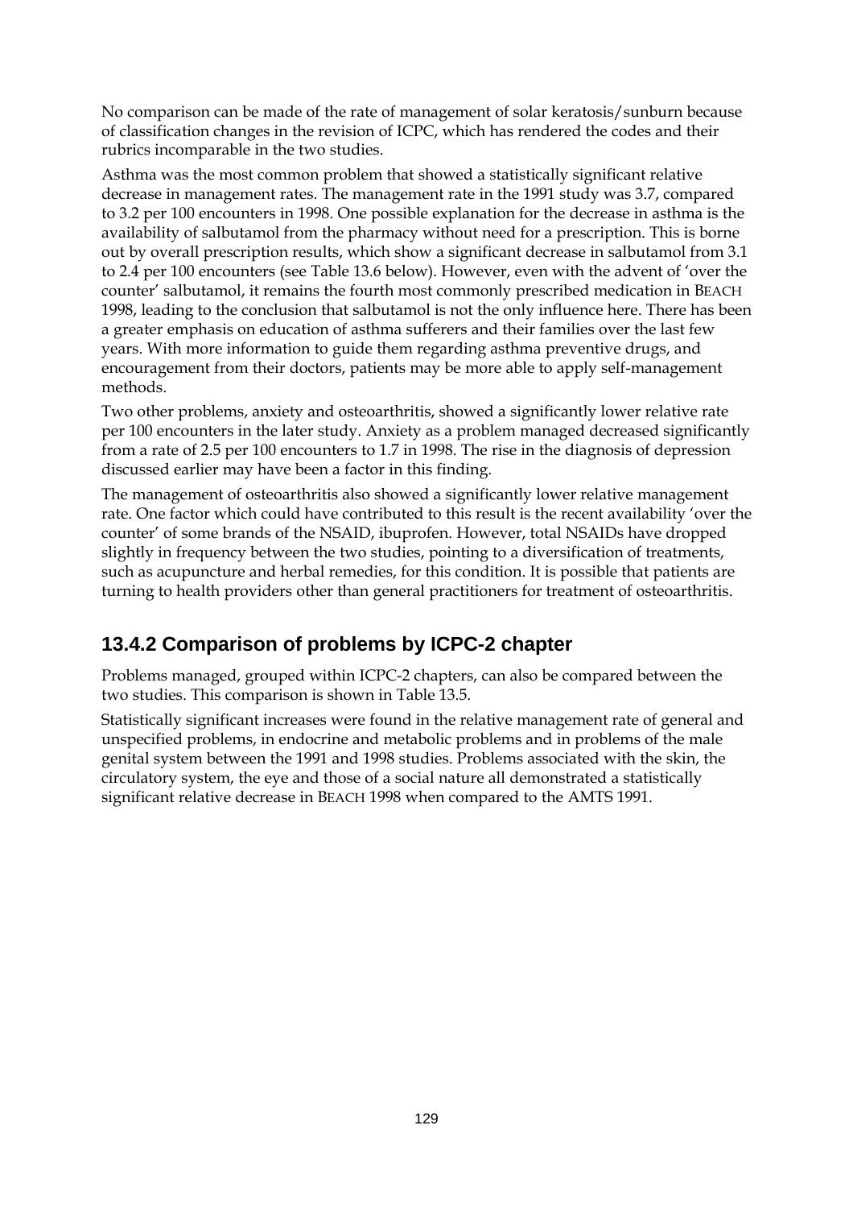No comparison can be made of the rate of management of solar keratosis/sunburn because of classification changes in the revision of ICPC, which has rendered the codes and their rubrics incomparable in the two studies.

Asthma was the most common problem that showed a statistically significant relative decrease in management rates. The management rate in the 1991 study was 3.7, compared to 3.2 per 100 encounters in 1998. One possible explanation for the decrease in asthma is the availability of salbutamol from the pharmacy without need for a prescription. This is borne out by overall prescription results, which show a significant decrease in salbutamol from 3.1 to 2.4 per 100 encounters (see Table 13.6 below). However, even with the advent of 'over the counter' salbutamol, it remains the fourth most commonly prescribed medication in BEACH 1998, leading to the conclusion that salbutamol is not the only influence here. There has been a greater emphasis on education of asthma sufferers and their families over the last few years. With more information to guide them regarding asthma preventive drugs, and encouragement from their doctors, patients may be more able to apply self-management methods.

Two other problems, anxiety and osteoarthritis, showed a significantly lower relative rate per 100 encounters in the later study. Anxiety as a problem managed decreased significantly from a rate of 2.5 per 100 encounters to 1.7 in 1998. The rise in the diagnosis of depression discussed earlier may have been a factor in this finding.

The management of osteoarthritis also showed a significantly lower relative management rate. One factor which could have contributed to this result is the recent availability 'over the counter' of some brands of the NSAID, ibuprofen. However, total NSAIDs have dropped slightly in frequency between the two studies, pointing to a diversification of treatments, such as acupuncture and herbal remedies, for this condition. It is possible that patients are turning to health providers other than general practitioners for treatment of osteoarthritis.

## 13.4.2 Comparison of problems by ICPC-2 chapter

Problems managed, grouped within ICPC-2 chapters, can also be compared between the two studies. This comparison is shown in Table 13.5.

Statistically significant increases were found in the relative management rate of general and unspecified problems, in endocrine and metabolic problems and in problems of the male genital system between the 1991 and 1998 studies. Problems associated with the skin, the circulatory system, the eye and those of a social nature all demonstrated a statistically significant relative decrease in BEACH 1998 when compared to the AMTS 1991.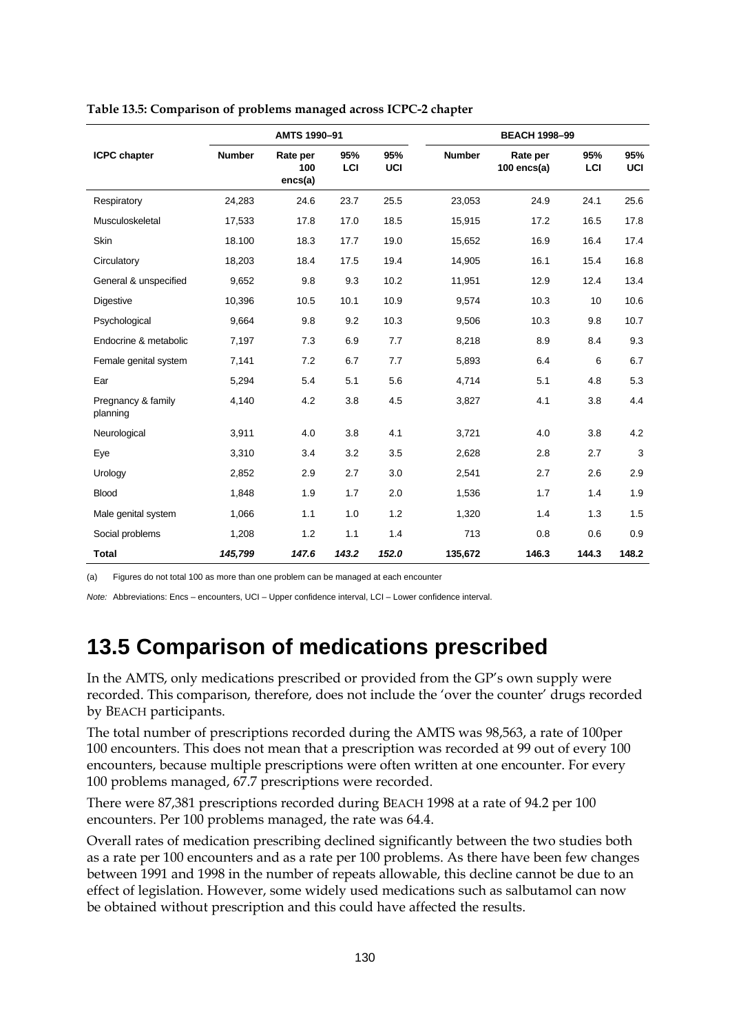**Table 13.5: Comparison of problems managed across ICPC-2 chapter**

| | AMTS 1990–91 | | | | BEACH 1998–99 | | | |
|---|---|---|---|---|---|---|---|---|
| ICPC chapter | Number | Rate per 100 encs(a) | 95% LCI | 95% UCI | Number | Rate per 100 encs(a) | 95% LCI | 95% UCI |
| Respiratory | 24,283 | 24.6 | 23.7 | 25.5 | 23,053 | 24.9 | 24.1 | 25.6 |
| Musculoskeletal | 17,533 | 17.8 | 17.0 | 18.5 | 15,915 | 17.2 | 16.5 | 17.8 |
| Skin | 18.100 | 18.3 | 17.7 | 19.0 | 15,652 | 16.9 | 16.4 | 17.4 |
| Circulatory | 18,203 | 18.4 | 17.5 | 19.4 | 14,905 | 16.1 | 15.4 | 16.8 |
| General & unspecified | 9,652 | 9.8 | 9.3 | 10.2 | 11,951 | 12.9 | 12.4 | 13.4 |
| Digestive | 10,396 | 10.5 | 10.1 | 10.9 | 9,574 | 10.3 | 10 | 10.6 |
| Psychological | 9,664 | 9.8 | 9.2 | 10.3 | 9,506 | 10.3 | 9.8 | 10.7 |
| Endocrine & metabolic | 7,197 | 7.3 | 6.9 | 7.7 | 8,218 | 8.9 | 8.4 | 9.3 |
| Female genital system | 7,141 | 7.2 | 6.7 | 7.7 | 5,893 | 6.4 | 6 | 6.7 |
| Ear | 5,294 | 5.4 | 5.1 | 5.6 | 4,714 | 5.1 | 4.8 | 5.3 |
| Pregnancy & family planning | 4,140 | 4.2 | 3.8 | 4.5 | 3,827 | 4.1 | 3.8 | 4.4 |
| Neurological | 3,911 | 4.0 | 3.8 | 4.1 | 3,721 | 4.0 | 3.8 | 4.2 |
| Eye | 3,310 | 3.4 | 3.2 | 3.5 | 2,628 | 2.8 | 2.7 | 3 |
| Urology | 2,852 | 2.9 | 2.7 | 3.0 | 2,541 | 2.7 | 2.6 | 2.9 |
| Blood | 1,848 | 1.9 | 1.7 | 2.0 | 1,536 | 1.7 | 1.4 | 1.9 |
| Male genital system | 1,066 | 1.1 | 1.0 | 1.2 | 1,320 | 1.4 | 1.3 | 1.5 |
| Social problems | 1,208 | 1.2 | 1.1 | 1.4 | 713 | 0.8 | 0.6 | 0.9 |
| **Total** | ***145,799*** | ***147.6*** | ***143.2*** | ***152.0*** | **135,672** | **146.3** | **144.3** | **148.2** |

(a) Figures do not total 100 as more than one problem can be managed at each encounter

*Note:* Abbreviations: Encs – encounters, UCI – Upper confidence interval, LCI – Lower confidence interval.

## 13.5 Comparison of medications prescribed

In the AMTS, only medications prescribed or provided from the GP's own supply were recorded. This comparison, therefore, does not include the 'over the counter' drugs recorded by BEACH participants.

The total number of prescriptions recorded during the AMTS was 98,563, a rate of 100per 100 encounters. This does not mean that a prescription was recorded at 99 out of every 100 encounters, because multiple prescriptions were often written at one encounter. For every 100 problems managed, 67.7 prescriptions were recorded.

There were 87,381 prescriptions recorded during BEACH 1998 at a rate of 94.2 per 100 encounters. Per 100 problems managed, the rate was 64.4.

Overall rates of medication prescribing declined significantly between the two studies both as a rate per 100 encounters and as a rate per 100 problems. As there have been few changes between 1991 and 1998 in the number of repeats allowable, this decline cannot be due to an effect of legislation. However, some widely used medications such as salbutamol can now be obtained without prescription and this could have affected the results.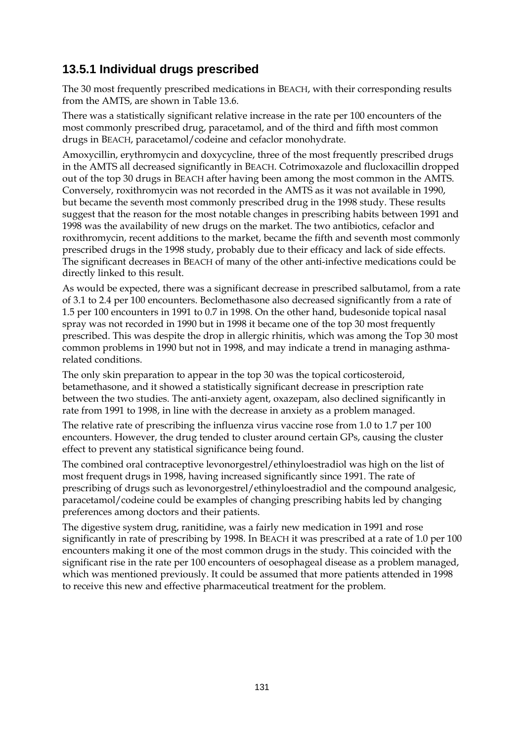### 13.5.1 Individual drugs prescribed

The 30 most frequently prescribed medications in BEACH, with their corresponding results from the AMTS, are shown in Table 13.6.

There was a statistically significant relative increase in the rate per 100 encounters of the most commonly prescribed drug, paracetamol, and of the third and fifth most common drugs in BEACH, paracetamol/codeine and cefaclor monohydrate.

Amoxycillin, erythromycin and doxycycline, three of the most frequently prescribed drugs in the AMTS all decreased significantly in BEACH. Cotrimoxazole and flucloxacillin dropped out of the top 30 drugs in BEACH after having been among the most common in the AMTS. Conversely, roxithromycin was not recorded in the AMTS as it was not available in 1990, but became the seventh most commonly prescribed drug in the 1998 study. These results suggest that the reason for the most notable changes in prescribing habits between 1991 and 1998 was the availability of new drugs on the market. The two antibiotics, cefaclor and roxithromycin, recent additions to the market, became the fifth and seventh most commonly prescribed drugs in the 1998 study, probably due to their efficacy and lack of side effects. The significant decreases in BEACH of many of the other anti-infective medications could be directly linked to this result.

As would be expected, there was a significant decrease in prescribed salbutamol, from a rate of 3.1 to 2.4 per 100 encounters. Beclomethasone also decreased significantly from a rate of 1.5 per 100 encounters in 1991 to 0.7 in 1998. On the other hand, budesonide topical nasal spray was not recorded in 1990 but in 1998 it became one of the top 30 most frequently prescribed. This was despite the drop in allergic rhinitis, which was among the Top 30 most common problems in 1990 but not in 1998, and may indicate a trend in managing asthma-related conditions.

The only skin preparation to appear in the top 30 was the topical corticosteroid, betamethasone, and it showed a statistically significant decrease in prescription rate between the two studies. The anti-anxiety agent, oxazepam, also declined significantly in rate from 1991 to 1998, in line with the decrease in anxiety as a problem managed.

The relative rate of prescribing the influenza virus vaccine rose from 1.0 to 1.7 per 100 encounters. However, the drug tended to cluster around certain GPs, causing the cluster effect to prevent any statistical significance being found.

The combined oral contraceptive levonorgestrel/ethinyloestradiol was high on the list of most frequent drugs in 1998, having increased significantly since 1991. The rate of prescribing of drugs such as levonorgestrel/ethinyloestradiol and the compound analgesic, paracetamol/codeine could be examples of changing prescribing habits led by changing preferences among doctors and their patients.

The digestive system drug, ranitidine, was a fairly new medication in 1991 and rose significantly in rate of prescribing by 1998. In BEACH it was prescribed at a rate of 1.0 per 100 encounters making it one of the most common drugs in the study. This coincided with the significant rise in the rate per 100 encounters of oesophageal disease as a problem managed, which was mentioned previously. It could be assumed that more patients attended in 1998 to receive this new and effective pharmaceutical treatment for the problem.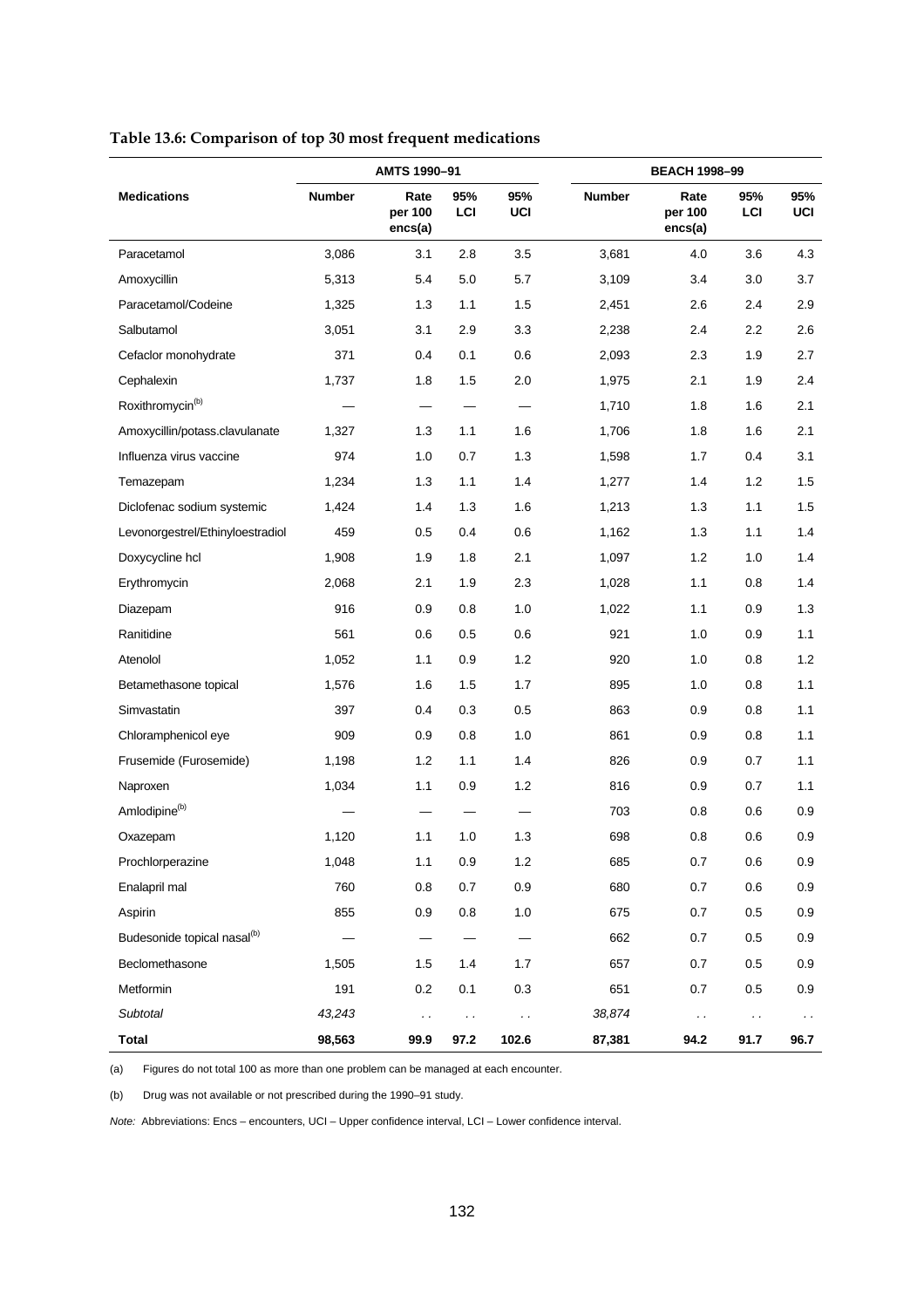**Table 13.6: Comparison of top 30 most frequent medications**

| | AMTS 1990–91 | | | | BEACH 1998–99 | | | |
|---|---|---|---|---|---|---|---|---|
| **Medications** | **Number** | **Rate per 100 encs(a)** | **95% LCI** | **95% UCI** | **Number** | **Rate per 100 encs(a)** | **95% LCI** | **95% UCI** |
| Paracetamol | 3,086 | 3.1 | 2.8 | 3.5 | 3,681 | 4.0 | 3.6 | 4.3 |
| Amoxycillin | 5,313 | 5.4 | 5.0 | 5.7 | 3,109 | 3.4 | 3.0 | 3.7 |
| Paracetamol/Codeine | 1,325 | 1.3 | 1.1 | 1.5 | 2,451 | 2.6 | 2.4 | 2.9 |
| Salbutamol | 3,051 | 3.1 | 2.9 | 3.3 | 2,238 | 2.4 | 2.2 | 2.6 |
| Cefaclor monohydrate | 371 | 0.4 | 0.1 | 0.6 | 2,093 | 2.3 | 1.9 | 2.7 |
| Cephalexin | 1,737 | 1.8 | 1.5 | 2.0 | 1,975 | 2.1 | 1.9 | 2.4 |
| Roxithromycin(b) | — | — | — | — | 1,710 | 1.8 | 1.6 | 2.1 |
| Amoxycillin/potass.clavulanate | 1,327 | 1.3 | 1.1 | 1.6 | 1,706 | 1.8 | 1.6 | 2.1 |
| Influenza virus vaccine | 974 | 1.0 | 0.7 | 1.3 | 1,598 | 1.7 | 0.4 | 3.1 |
| Temazepam | 1,234 | 1.3 | 1.1 | 1.4 | 1,277 | 1.4 | 1.2 | 1.5 |
| Diclofenac sodium systemic | 1,424 | 1.4 | 1.3 | 1.6 | 1,213 | 1.3 | 1.1 | 1.5 |
| Levonorgestrel/Ethinyloestradiol | 459 | 0.5 | 0.4 | 0.6 | 1,162 | 1.3 | 1.1 | 1.4 |
| Doxycycline hcl | 1,908 | 1.9 | 1.8 | 2.1 | 1,097 | 1.2 | 1.0 | 1.4 |
| Erythromycin | 2,068 | 2.1 | 1.9 | 2.3 | 1,028 | 1.1 | 0.8 | 1.4 |
| Diazepam | 916 | 0.9 | 0.8 | 1.0 | 1,022 | 1.1 | 0.9 | 1.3 |
| Ranitidine | 561 | 0.6 | 0.5 | 0.6 | 921 | 1.0 | 0.9 | 1.1 |
| Atenolol | 1,052 | 1.1 | 0.9 | 1.2 | 920 | 1.0 | 0.8 | 1.2 |
| Betamethasone topical | 1,576 | 1.6 | 1.5 | 1.7 | 895 | 1.0 | 0.8 | 1.1 |
| Simvastatin | 397 | 0.4 | 0.3 | 0.5 | 863 | 0.9 | 0.8 | 1.1 |
| Chloramphenicol eye | 909 | 0.9 | 0.8 | 1.0 | 861 | 0.9 | 0.8 | 1.1 |
| Frusemide (Furosemide) | 1,198 | 1.2 | 1.1 | 1.4 | 826 | 0.9 | 0.7 | 1.1 |
| Naproxen | 1,034 | 1.1 | 0.9 | 1.2 | 816 | 0.9 | 0.7 | 1.1 |
| Amlodipine(b) | — | — | — | — | 703 | 0.8 | 0.6 | 0.9 |
| Oxazepam | 1,120 | 1.1 | 1.0 | 1.3 | 698 | 0.8 | 0.6 | 0.9 |
| Prochlorperazine | 1,048 | 1.1 | 0.9 | 1.2 | 685 | 0.7 | 0.6 | 0.9 |
| Enalapril mal | 760 | 0.8 | 0.7 | 0.9 | 680 | 0.7 | 0.6 | 0.9 |
| Aspirin | 855 | 0.9 | 0.8 | 1.0 | 675 | 0.7 | 0.5 | 0.9 |
| Budesonide topical nasal(b) | — | — | — | — | 662 | 0.7 | 0.5 | 0.9 |
| Beclomethasone | 1,505 | 1.5 | 1.4 | 1.7 | 657 | 0.7 | 0.5 | 0.9 |
| Metformin | 191 | 0.2 | 0.1 | 0.3 | 651 | 0.7 | 0.5 | 0.9 |
| *Subtotal* | *43,243* | . . | . . | . . | *38,874* | . . | . . | . . |
| **Total** | **98,563** | **99.9** | **97.2** | **102.6** | **87,381** | **94.2** | **91.7** | **96.7** |

(a) Figures do not total 100 as more than one problem can be managed at each encounter.

(b) Drug was not available or not prescribed during the 1990–91 study.

*Note:* Abbreviations: Encs – encounters, UCI – Upper confidence interval, LCI – Lower confidence interval.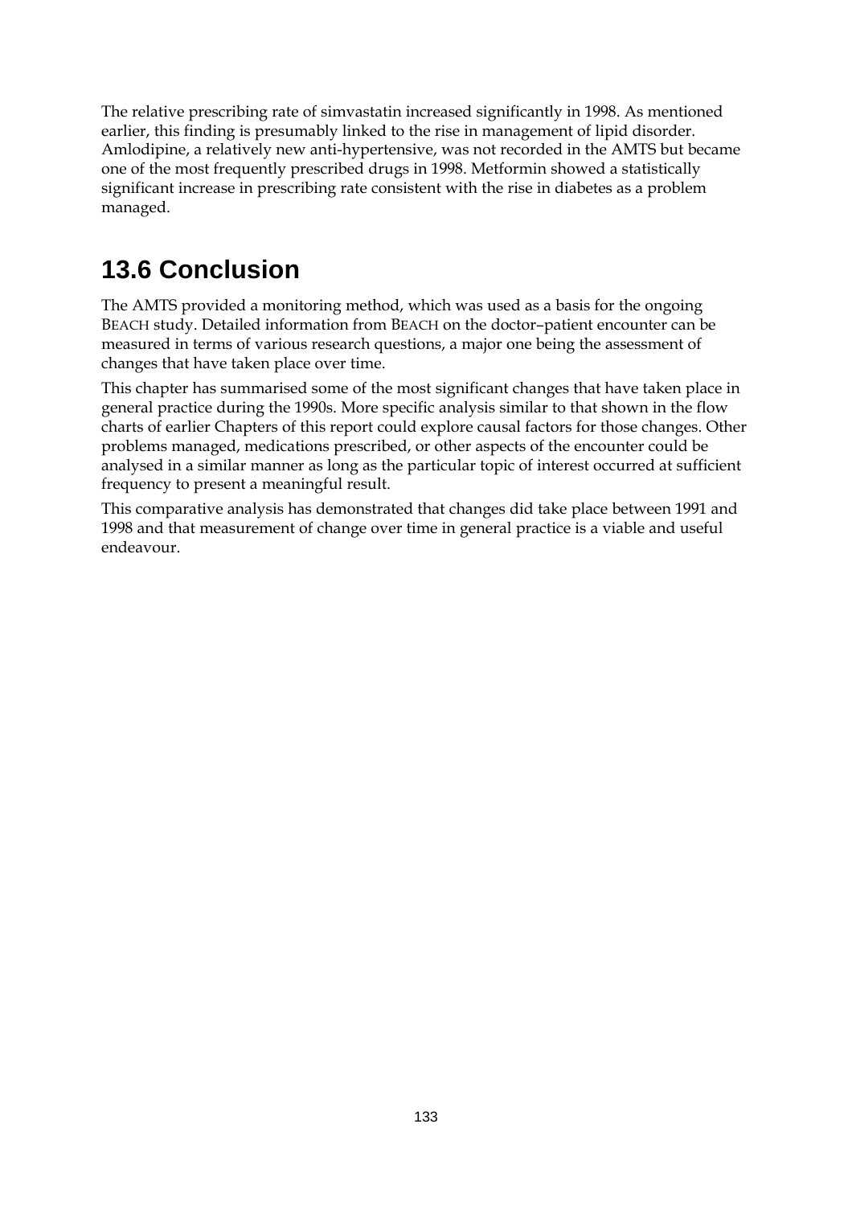The relative prescribing rate of simvastatin increased significantly in 1998. As mentioned earlier, this finding is presumably linked to the rise in management of lipid disorder. Amlodipine, a relatively new anti-hypertensive, was not recorded in the AMTS but became one of the most frequently prescribed drugs in 1998. Metformin showed a statistically significant increase in prescribing rate consistent with the rise in diabetes as a problem managed.

## 13.6 Conclusion

The AMTS provided a monitoring method, which was used as a basis for the ongoing BEACH study. Detailed information from BEACH on the doctor–patient encounter can be measured in terms of various research questions, a major one being the assessment of changes that have taken place over time.

This chapter has summarised some of the most significant changes that have taken place in general practice during the 1990s. More specific analysis similar to that shown in the flow charts of earlier Chapters of this report could explore causal factors for those changes. Other problems managed, medications prescribed, or other aspects of the encounter could be analysed in a similar manner as long as the particular topic of interest occurred at sufficient frequency to present a meaningful result.

This comparative analysis has demonstrated that changes did take place between 1991 and 1998 and that measurement of change over time in general practice is a viable and useful endeavour.